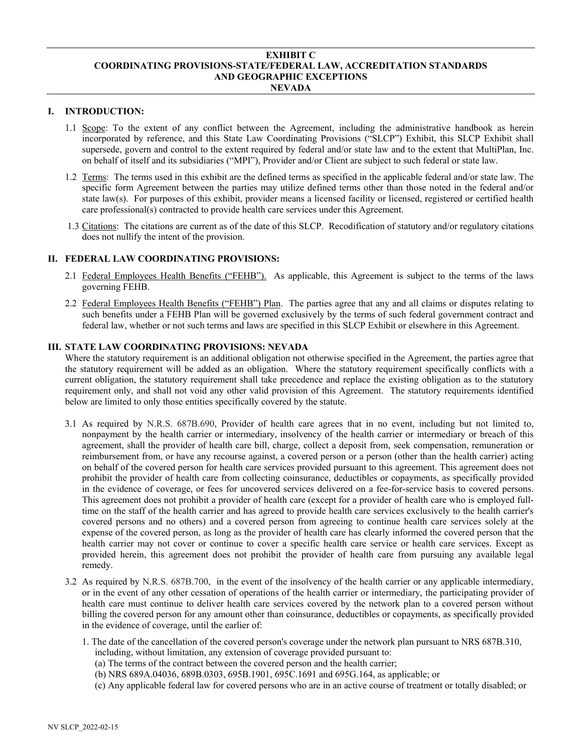# EXHIBIT C
# COORDINATING PROVISIONS-STATE/FEDERAL LAW, ACCREDITATION STANDARDS AND GEOGRAPHIC EXCEPTIONS
# NEVADA

## I. INTRODUCTION:

1.1 Scope: To the extent of any conflict between the Agreement, including the administrative handbook as herein incorporated by reference, and this State Law Coordinating Provisions ("SLCP") Exhibit, this SLCP Exhibit shall supersede, govern and control to the extent required by federal and/or state law and to the extent that MultiPlan, Inc. on behalf of itself and its subsidiaries ("MPI"), Provider and/or Client are subject to such federal or state law.

1.2 Terms: The terms used in this exhibit are the defined terms as specified in the applicable federal and/or state law. The specific form Agreement between the parties may utilize defined terms other than those noted in the federal and/or state law(s). For purposes of this exhibit, provider means a licensed facility or licensed, registered or certified health care professional(s) contracted to provide health care services under this Agreement.

1.3 Citations: The citations are current as of the date of this SLCP. Recodification of statutory and/or regulatory citations does not nullify the intent of the provision.

## II. FEDERAL LAW COORDINATING PROVISIONS:

2.1 Federal Employees Health Benefits ("FEHB"). As applicable, this Agreement is subject to the terms of the laws governing FEHB.

2.2 Federal Employees Health Benefits ("FEHB") Plan. The parties agree that any and all claims or disputes relating to such benefits under a FEHB Plan will be governed exclusively by the terms of such federal government contract and federal law, whether or not such terms and laws are specified in this SLCP Exhibit or elsewhere in this Agreement.

## III. STATE LAW COORDINATING PROVISIONS: NEVADA

Where the statutory requirement is an additional obligation not otherwise specified in the Agreement, the parties agree that the statutory requirement will be added as an obligation. Where the statutory requirement specifically conflicts with a current obligation, the statutory requirement shall take precedence and replace the existing obligation as to the statutory requirement only, and shall not void any other valid provision of this Agreement. The statutory requirements identified below are limited to only those entities specifically covered by the statute.

3.1 As required by N.R.S. 687B.690, Provider of health care agrees that in no event, including but not limited to, nonpayment by the health carrier or intermediary, insolvency of the health carrier or intermediary or breach of this agreement, shall the provider of health care bill, charge, collect a deposit from, seek compensation, remuneration or reimbursement from, or have any recourse against, a covered person or a person (other than the health carrier) acting on behalf of the covered person for health care services provided pursuant to this agreement. This agreement does not prohibit the provider of health care from collecting coinsurance, deductibles or copayments, as specifically provided in the evidence of coverage, or fees for uncovered services delivered on a fee-for-service basis to covered persons. This agreement does not prohibit a provider of health care (except for a provider of health care who is employed full-time on the staff of the health carrier and has agreed to provide health care services exclusively to the health carrier's covered persons and no others) and a covered person from agreeing to continue health care services solely at the expense of the covered person, as long as the provider of health care has clearly informed the covered person that the health carrier may not cover or continue to cover a specific health care service or health care services. Except as provided herein, this agreement does not prohibit the provider of health care from pursuing any available legal remedy.

3.2 As required by N.R.S. 687B.700, in the event of the insolvency of the health carrier or any applicable intermediary, or in the event of any other cessation of operations of the health carrier or intermediary, the participating provider of health care must continue to deliver health care services covered by the network plan to a covered person without billing the covered person for any amount other than coinsurance, deductibles or copayments, as specifically provided in the evidence of coverage, until the earlier of:

1. The date of the cancellation of the covered person's coverage under the network plan pursuant to NRS 687B.310, including, without limitation, any extension of coverage provided pursuant to:
   (a) The terms of the contract between the covered person and the health carrier;
   (b) NRS 689A.04036, 689B.0303, 695B.1901, 695C.1691 and 695G.164, as applicable; or
   (c) Any applicable federal law for covered persons who are in an active course of treatment or totally disabled; or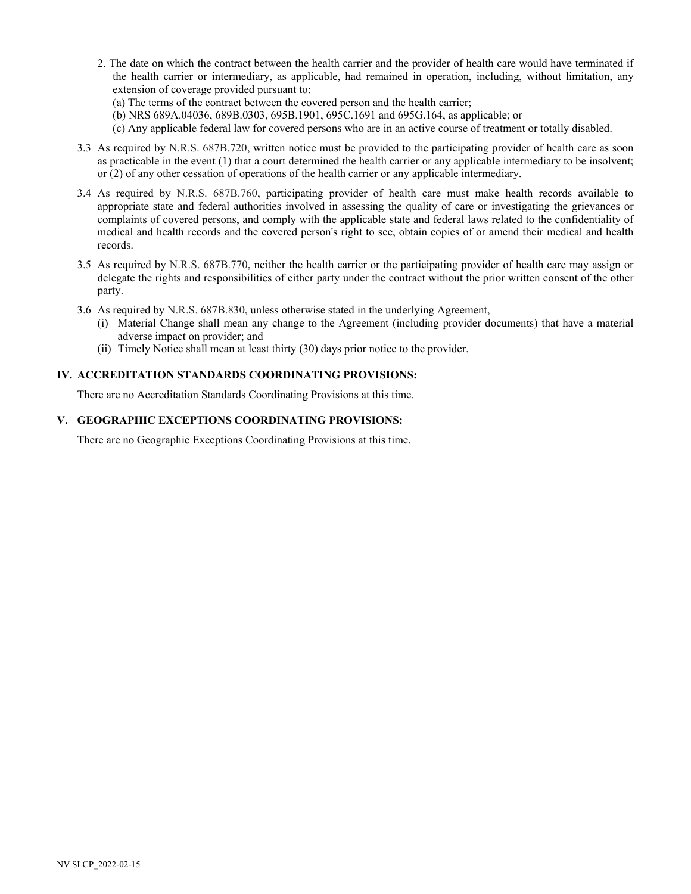2. The date on which the contract between the health carrier and the provider of health care would have terminated if the health carrier or intermediary, as applicable, had remained in operation, including, without limitation, any extension of coverage provided pursuant to:
   (a) The terms of the contract between the covered person and the health carrier;
   (b) NRS 689A.04036, 689B.0303, 695B.1901, 695C.1691 and 695G.164, as applicable; or
   (c) Any applicable federal law for covered persons who are in an active course of treatment or totally disabled.

3.3 As required by N.R.S. 687B.720, written notice must be provided to the participating provider of health care as soon as practicable in the event (1) that a court determined the health carrier or any applicable intermediary to be insolvent; or (2) of any other cessation of operations of the health carrier or any applicable intermediary.

3.4 As required by N.R.S. 687B.760, participating provider of health care must make health records available to appropriate state and federal authorities involved in assessing the quality of care or investigating the grievances or complaints of covered persons, and comply with the applicable state and federal laws related to the confidentiality of medical and health records and the covered person's right to see, obtain copies of or amend their medical and health records.

3.5 As required by N.R.S. 687B.770, neither the health carrier or the participating provider of health care may assign or delegate the rights and responsibilities of either party under the contract without the prior written consent of the other party.

3.6 As required by N.R.S. 687B.830, unless otherwise stated in the underlying Agreement,
   (i) Material Change shall mean any change to the Agreement (including provider documents) that have a material adverse impact on provider; and
   (ii) Timely Notice shall mean at least thirty (30) days prior notice to the provider.

## IV. ACCREDITATION STANDARDS COORDINATING PROVISIONS:

There are no Accreditation Standards Coordinating Provisions at this time.

## V. GEOGRAPHIC EXCEPTIONS COORDINATING PROVISIONS:

There are no Geographic Exceptions Coordinating Provisions at this time.